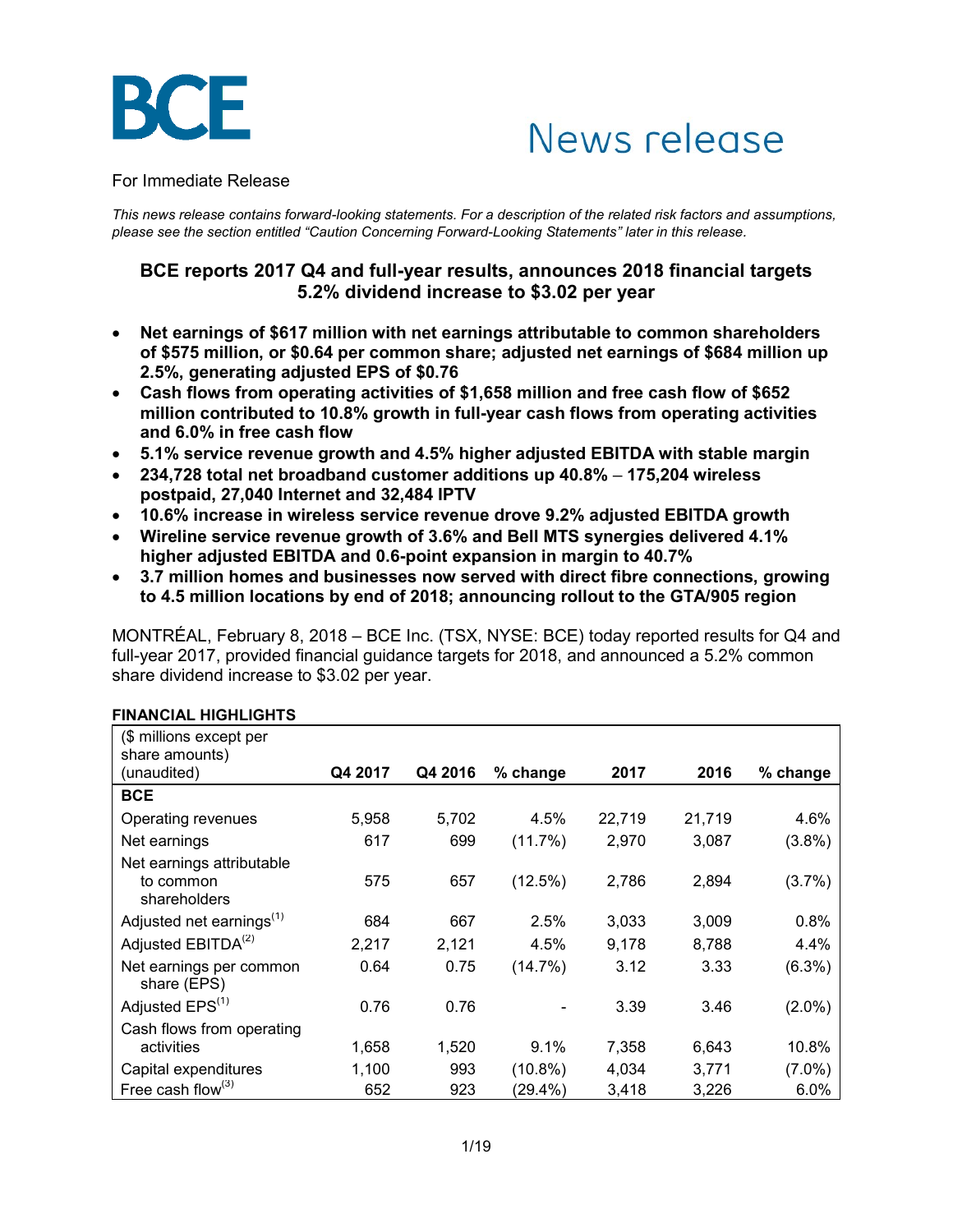BCE

News release

For Immediate Release

*This news release contains forward-looking statements. For a description of the related risk factors and assumptions, please see the section entitled "Caution Concerning Forward-Looking Statements" later in this release.*

## BCE reports 2017 Q4 and full-year results, announces 2018 financial targets 5.2% dividend increase to $3.02 per year

- **Net earnings of $617 million with net earnings attributable to common shareholders of $575 million, or $0.64 per common share; adjusted net earnings of $684 million up 2.5%, generating adjusted EPS of $0.76**
- **Cash flows from operating activities of $1,658 million and free cash flow of $652 million contributed to 10.8% growth in full-year cash flows from operating activities and 6.0% in free cash flow**
- **5.1% service revenue growth and 4.5% higher adjusted EBITDA with stable margin**
- **234,728 total net broadband customer additions up 40.8% – 175,204 wireless postpaid, 27,040 Internet and 32,484 IPTV**
- **10.6% increase in wireless service revenue drove 9.2% adjusted EBITDA growth**
- **Wireline service revenue growth of 3.6% and Bell MTS synergies delivered 4.1% higher adjusted EBITDA and 0.6-point expansion in margin to 40.7%**
- **3.7 million homes and businesses now served with direct fibre connections, growing to 4.5 million locations by end of 2018; announcing rollout to the GTA/905 region**

MONTRÉAL, February 8, 2018 – BCE Inc. (TSX, NYSE: BCE) today reported results for Q4 and full-year 2017, provided financial guidance targets for 2018, and announced a 5.2% common share dividend increase to $3.02 per year.

**FINANCIAL HIGHLIGHTS**

| ($ millions except per share amounts) (unaudited) | Q4 2017 | Q4 2016 | % change | 2017 | 2016 | % change |
|---|---|---|---|---|---|---|
| **BCE** | | | | | | |
| Operating revenues | 5,958 | 5,702 | 4.5% | 22,719 | 21,719 | 4.6% |
| Net earnings | 617 | 699 | (11.7%) | 2,970 | 3,087 | (3.8%) |
| Net earnings attributable to common shareholders | 575 | 657 | (12.5%) | 2,786 | 2,894 | (3.7%) |
| Adjusted net earnings[(1)] | 684 | 667 | 2.5% | 3,033 | 3,009 | 0.8% |
| Adjusted EBITDA[(2)] | 2,217 | 2,121 | 4.5% | 9,178 | 8,788 | 4.4% |
| Net earnings per common share (EPS) | 0.64 | 0.75 | (14.7%) | 3.12 | 3.33 | (6.3%) |
| Adjusted EPS[(1)] | 0.76 | 0.76 | - | 3.39 | 3.46 | (2.0%) |
| Cash flows from operating activities | 1,658 | 1,520 | 9.1% | 7,358 | 6,643 | 10.8% |
| Capital expenditures | 1,100 | 993 | (10.8%) | 4,034 | 3,771 | (7.0%) |
| Free cash flow[(3)] | 652 | 923 | (29.4%) | 3,418 | 3,226 | 6.0% |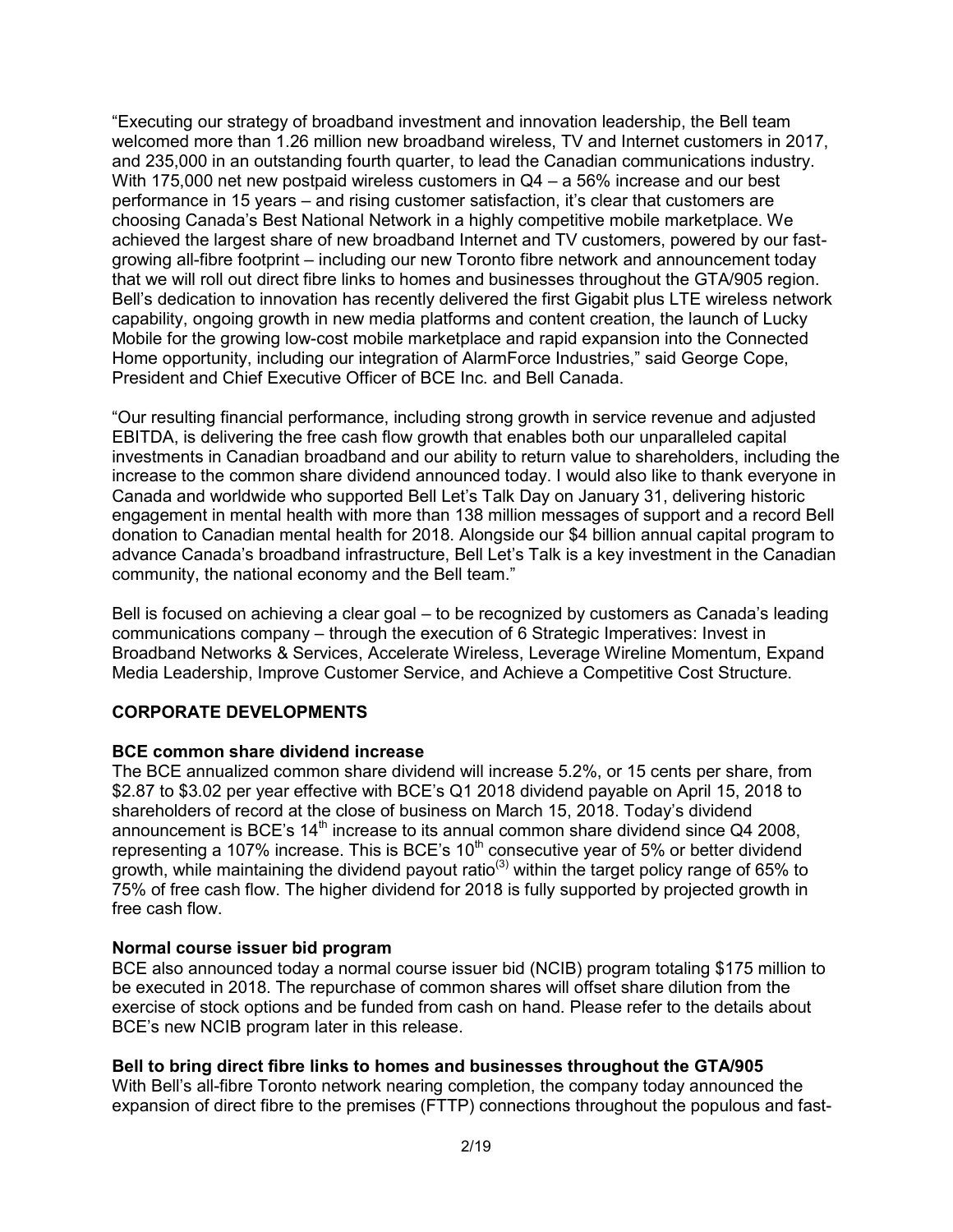"Executing our strategy of broadband investment and innovation leadership, the Bell team welcomed more than 1.26 million new broadband wireless, TV and Internet customers in 2017, and 235,000 in an outstanding fourth quarter, to lead the Canadian communications industry. With 175,000 net new postpaid wireless customers in Q4 – a 56% increase and our best performance in 15 years – and rising customer satisfaction, it's clear that customers are choosing Canada's Best National Network in a highly competitive mobile marketplace. We achieved the largest share of new broadband Internet and TV customers, powered by our fast-growing all-fibre footprint – including our new Toronto fibre network and announcement today that we will roll out direct fibre links to homes and businesses throughout the GTA/905 region. Bell's dedication to innovation has recently delivered the first Gigabit plus LTE wireless network capability, ongoing growth in new media platforms and content creation, the launch of Lucky Mobile for the growing low-cost mobile marketplace and rapid expansion into the Connected Home opportunity, including our integration of AlarmForce Industries," said George Cope, President and Chief Executive Officer of BCE Inc. and Bell Canada.

"Our resulting financial performance, including strong growth in service revenue and adjusted EBITDA, is delivering the free cash flow growth that enables both our unparalleled capital investments in Canadian broadband and our ability to return value to shareholders, including the increase to the common share dividend announced today. I would also like to thank everyone in Canada and worldwide who supported Bell Let's Talk Day on January 31, delivering historic engagement in mental health with more than 138 million messages of support and a record Bell donation to Canadian mental health for 2018. Alongside our $4 billion annual capital program to advance Canada's broadband infrastructure, Bell Let's Talk is a key investment in the Canadian community, the national economy and the Bell team."

Bell is focused on achieving a clear goal – to be recognized by customers as Canada's leading communications company – through the execution of 6 Strategic Imperatives: Invest in Broadband Networks & Services, Accelerate Wireless, Leverage Wireline Momentum, Expand Media Leadership, Improve Customer Service, and Achieve a Competitive Cost Structure.

## CORPORATE DEVELOPMENTS

**BCE common share dividend increase**

The BCE annualized common share dividend will increase 5.2%, or 15 cents per share, from $2.87 to $3.02 per year effective with BCE's Q1 2018 dividend payable on April 15, 2018 to shareholders of record at the close of business on March 15, 2018. Today's dividend announcement is BCE's 14th increase to its annual common share dividend since Q4 2008, representing a 107% increase. This is BCE's 10th consecutive year of 5% or better dividend growth, while maintaining the dividend payout ratio[3] within the target policy range of 65% to 75% of free cash flow. The higher dividend for 2018 is fully supported by projected growth in free cash flow.

**Normal course issuer bid program**

BCE also announced today a normal course issuer bid (NCIB) program totaling $175 million to be executed in 2018. The repurchase of common shares will offset share dilution from the exercise of stock options and be funded from cash on hand. Please refer to the details about BCE's new NCIB program later in this release.

**Bell to bring direct fibre links to homes and businesses throughout the GTA/905**

With Bell's all-fibre Toronto network nearing completion, the company today announced the expansion of direct fibre to the premises (FTTP) connections throughout the populous and fast-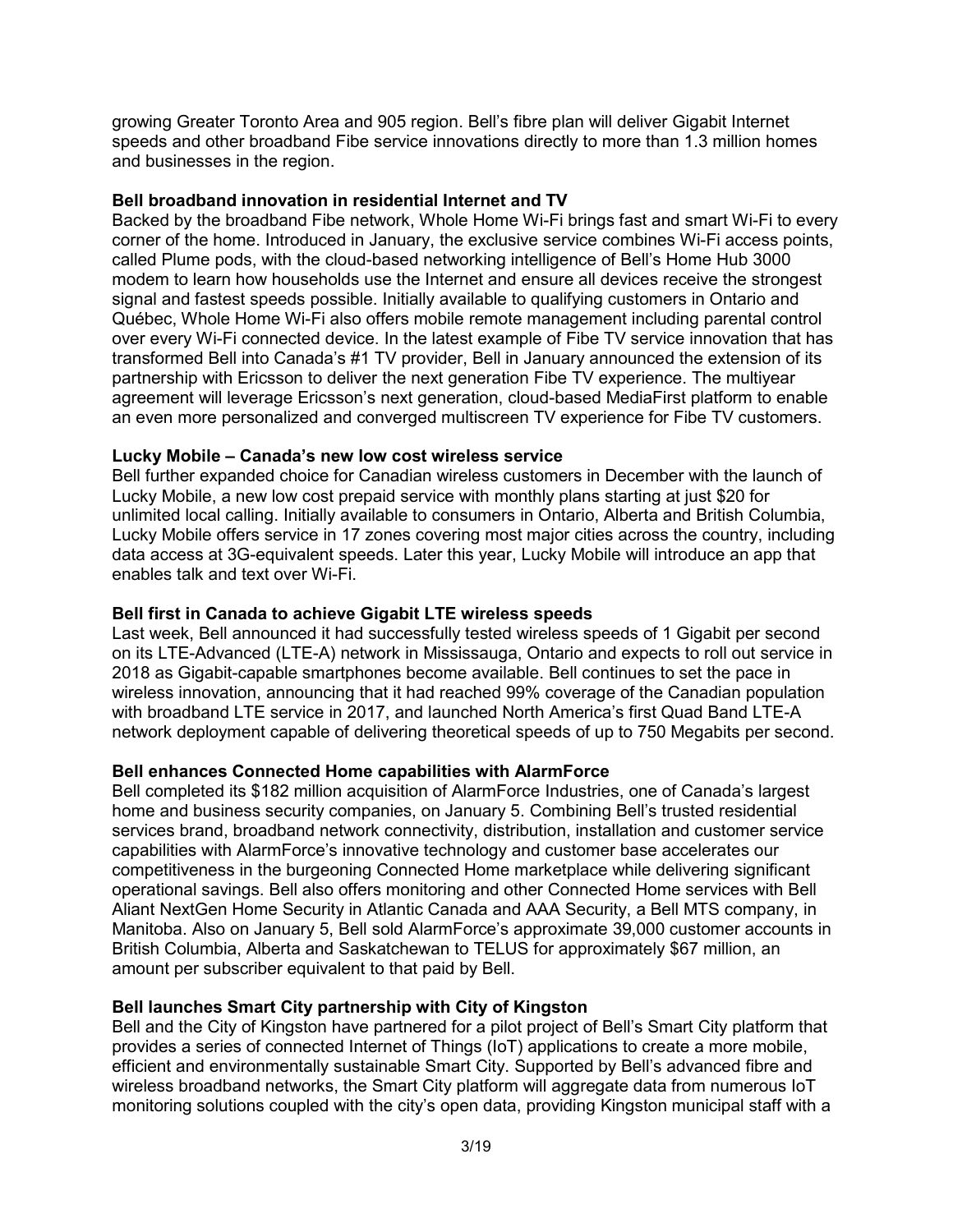growing Greater Toronto Area and 905 region. Bell's fibre plan will deliver Gigabit Internet speeds and other broadband Fibe service innovations directly to more than 1.3 million homes and businesses in the region.

**Bell broadband innovation in residential Internet and TV**

Backed by the broadband Fibe network, Whole Home Wi-Fi brings fast and smart Wi-Fi to every corner of the home. Introduced in January, the exclusive service combines Wi-Fi access points, called Plume pods, with the cloud-based networking intelligence of Bell's Home Hub 3000 modem to learn how households use the Internet and ensure all devices receive the strongest signal and fastest speeds possible. Initially available to qualifying customers in Ontario and Québec, Whole Home Wi-Fi also offers mobile remote management including parental control over every Wi-Fi connected device. In the latest example of Fibe TV service innovation that has transformed Bell into Canada's #1 TV provider, Bell in January announced the extension of its partnership with Ericsson to deliver the next generation Fibe TV experience. The multiyear agreement will leverage Ericsson's next generation, cloud-based MediaFirst platform to enable an even more personalized and converged multiscreen TV experience for Fibe TV customers.

**Lucky Mobile – Canada's new low cost wireless service**

Bell further expanded choice for Canadian wireless customers in December with the launch of Lucky Mobile, a new low cost prepaid service with monthly plans starting at just $20 for unlimited local calling. Initially available to consumers in Ontario, Alberta and British Columbia, Lucky Mobile offers service in 17 zones covering most major cities across the country, including data access at 3G-equivalent speeds. Later this year, Lucky Mobile will introduce an app that enables talk and text over Wi-Fi.

**Bell first in Canada to achieve Gigabit LTE wireless speeds**

Last week, Bell announced it had successfully tested wireless speeds of 1 Gigabit per second on its LTE-Advanced (LTE-A) network in Mississauga, Ontario and expects to roll out service in 2018 as Gigabit-capable smartphones become available. Bell continues to set the pace in wireless innovation, announcing that it had reached 99% coverage of the Canadian population with broadband LTE service in 2017, and launched North America's first Quad Band LTE-A network deployment capable of delivering theoretical speeds of up to 750 Megabits per second.

**Bell enhances Connected Home capabilities with AlarmForce**

Bell completed its $182 million acquisition of AlarmForce Industries, one of Canada's largest home and business security companies, on January 5. Combining Bell's trusted residential services brand, broadband network connectivity, distribution, installation and customer service capabilities with AlarmForce's innovative technology and customer base accelerates our competitiveness in the burgeoning Connected Home marketplace while delivering significant operational savings. Bell also offers monitoring and other Connected Home services with Bell Aliant NextGen Home Security in Atlantic Canada and AAA Security, a Bell MTS company, in Manitoba. Also on January 5, Bell sold AlarmForce's approximate 39,000 customer accounts in British Columbia, Alberta and Saskatchewan to TELUS for approximately $67 million, an amount per subscriber equivalent to that paid by Bell.

**Bell launches Smart City partnership with City of Kingston**

Bell and the City of Kingston have partnered for a pilot project of Bell's Smart City platform that provides a series of connected Internet of Things (IoT) applications to create a more mobile, efficient and environmentally sustainable Smart City. Supported by Bell's advanced fibre and wireless broadband networks, the Smart City platform will aggregate data from numerous IoT monitoring solutions coupled with the city's open data, providing Kingston municipal staff with a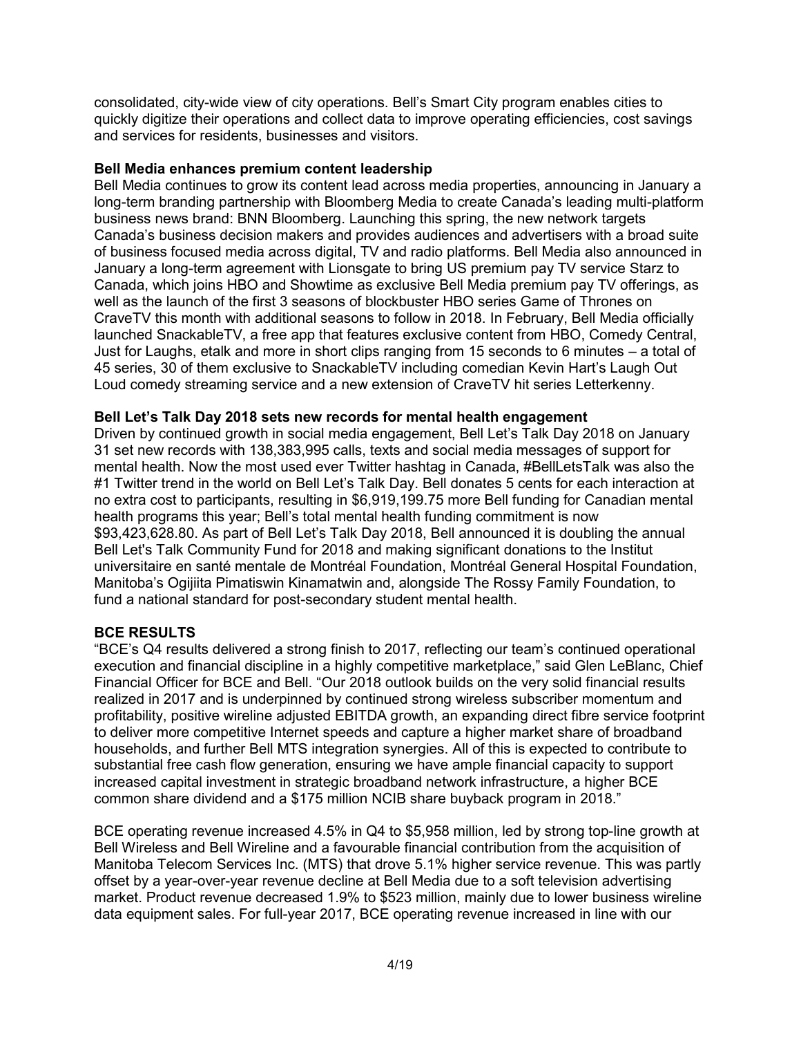consolidated, city-wide view of city operations. Bell's Smart City program enables cities to quickly digitize their operations and collect data to improve operating efficiencies, cost savings and services for residents, businesses and visitors.

**Bell Media enhances premium content leadership**

Bell Media continues to grow its content lead across media properties, announcing in January a long-term branding partnership with Bloomberg Media to create Canada's leading multi-platform business news brand: BNN Bloomberg. Launching this spring, the new network targets Canada's business decision makers and provides audiences and advertisers with a broad suite of business focused media across digital, TV and radio platforms. Bell Media also announced in January a long-term agreement with Lionsgate to bring US premium pay TV service Starz to Canada, which joins HBO and Showtime as exclusive Bell Media premium pay TV offerings, as well as the launch of the first 3 seasons of blockbuster HBO series Game of Thrones on CraveTV this month with additional seasons to follow in 2018. In February, Bell Media officially launched SnackableTV, a free app that features exclusive content from HBO, Comedy Central, Just for Laughs, etalk and more in short clips ranging from 15 seconds to 6 minutes – a total of 45 series, 30 of them exclusive to SnackableTV including comedian Kevin Hart's Laugh Out Loud comedy streaming service and a new extension of CraveTV hit series Letterkenny.

**Bell Let's Talk Day 2018 sets new records for mental health engagement**

Driven by continued growth in social media engagement, Bell Let's Talk Day 2018 on January 31 set new records with 138,383,995 calls, texts and social media messages of support for mental health. Now the most used ever Twitter hashtag in Canada, #BellLetsTalk was also the #1 Twitter trend in the world on Bell Let's Talk Day. Bell donates 5 cents for each interaction at no extra cost to participants, resulting in $6,919,199.75 more Bell funding for Canadian mental health programs this year; Bell's total mental health funding commitment is now $93,423,628.80. As part of Bell Let's Talk Day 2018, Bell announced it is doubling the annual Bell Let's Talk Community Fund for 2018 and making significant donations to the Institut universitaire en santé mentale de Montréal Foundation, Montréal General Hospital Foundation, Manitoba's Ogijiita Pimatiswin Kinamatwin and, alongside The Rossy Family Foundation, to fund a national standard for post-secondary student mental health.

## BCE RESULTS

"BCE's Q4 results delivered a strong finish to 2017, reflecting our team's continued operational execution and financial discipline in a highly competitive marketplace," said Glen LeBlanc, Chief Financial Officer for BCE and Bell. "Our 2018 outlook builds on the very solid financial results realized in 2017 and is underpinned by continued strong wireless subscriber momentum and profitability, positive wireline adjusted EBITDA growth, an expanding direct fibre service footprint to deliver more competitive Internet speeds and capture a higher market share of broadband households, and further Bell MTS integration synergies. All of this is expected to contribute to substantial free cash flow generation, ensuring we have ample financial capacity to support increased capital investment in strategic broadband network infrastructure, a higher BCE common share dividend and a $175 million NCIB share buyback program in 2018."

BCE operating revenue increased 4.5% in Q4 to $5,958 million, led by strong top-line growth at Bell Wireless and Bell Wireline and a favourable financial contribution from the acquisition of Manitoba Telecom Services Inc. (MTS) that drove 5.1% higher service revenue. This was partly offset by a year-over-year revenue decline at Bell Media due to a soft television advertising market. Product revenue decreased 1.9% to $523 million, mainly due to lower business wireline data equipment sales. For full-year 2017, BCE operating revenue increased in line with our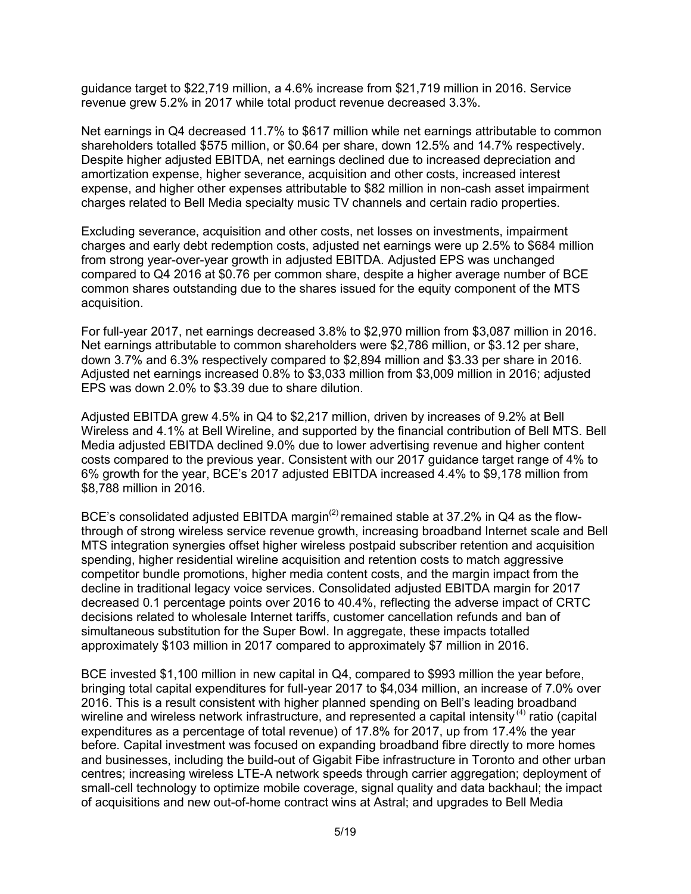guidance target to $22,719 million, a 4.6% increase from $21,719 million in 2016. Service revenue grew 5.2% in 2017 while total product revenue decreased 3.3%.

Net earnings in Q4 decreased 11.7% to $617 million while net earnings attributable to common shareholders totalled $575 million, or $0.64 per share, down 12.5% and 14.7% respectively. Despite higher adjusted EBITDA, net earnings declined due to increased depreciation and amortization expense, higher severance, acquisition and other costs, increased interest expense, and higher other expenses attributable to $82 million in non-cash asset impairment charges related to Bell Media specialty music TV channels and certain radio properties.

Excluding severance, acquisition and other costs, net losses on investments, impairment charges and early debt redemption costs, adjusted net earnings were up 2.5% to $684 million from strong year-over-year growth in adjusted EBITDA. Adjusted EPS was unchanged compared to Q4 2016 at $0.76 per common share, despite a higher average number of BCE common shares outstanding due to the shares issued for the equity component of the MTS acquisition.

For full-year 2017, net earnings decreased 3.8% to $2,970 million from $3,087 million in 2016. Net earnings attributable to common shareholders were $2,786 million, or $3.12 per share, down 3.7% and 6.3% respectively compared to $2,894 million and $3.33 per share in 2016. Adjusted net earnings increased 0.8% to $3,033 million from $3,009 million in 2016; adjusted EPS was down 2.0% to $3.39 due to share dilution.

Adjusted EBITDA grew 4.5% in Q4 to $2,217 million, driven by increases of 9.2% at Bell Wireless and 4.1% at Bell Wireline, and supported by the financial contribution of Bell MTS. Bell Media adjusted EBITDA declined 9.0% due to lower advertising revenue and higher content costs compared to the previous year. Consistent with our 2017 guidance target range of 4% to 6% growth for the year, BCE's 2017 adjusted EBITDA increased 4.4% to $9,178 million from $8,788 million in 2016.

BCE's consolidated adjusted EBITDA margin[2] remained stable at 37.2% in Q4 as the flow-through of strong wireless service revenue growth, increasing broadband Internet scale and Bell MTS integration synergies offset higher wireless postpaid subscriber retention and acquisition spending, higher residential wireline acquisition and retention costs to match aggressive competitor bundle promotions, higher media content costs, and the margin impact from the decline in traditional legacy voice services. Consolidated adjusted EBITDA margin for 2017 decreased 0.1 percentage points over 2016 to 40.4%, reflecting the adverse impact of CRTC decisions related to wholesale Internet tariffs, customer cancellation refunds and ban of simultaneous substitution for the Super Bowl. In aggregate, these impacts totalled approximately $103 million in 2017 compared to approximately $7 million in 2016.

BCE invested $1,100 million in new capital in Q4, compared to $993 million the year before, bringing total capital expenditures for full-year 2017 to $4,034 million, an increase of 7.0% over 2016. This is a result consistent with higher planned spending on Bell's leading broadband wireline and wireless network infrastructure, and represented a capital intensity[4] ratio (capital expenditures as a percentage of total revenue) of 17.8% for 2017, up from 17.4% the year before. Capital investment was focused on expanding broadband fibre directly to more homes and businesses, including the build-out of Gigabit Fibe infrastructure in Toronto and other urban centres; increasing wireless LTE-A network speeds through carrier aggregation; deployment of small-cell technology to optimize mobile coverage, signal quality and data backhaul; the impact of acquisitions and new out-of-home contract wins at Astral; and upgrades to Bell Media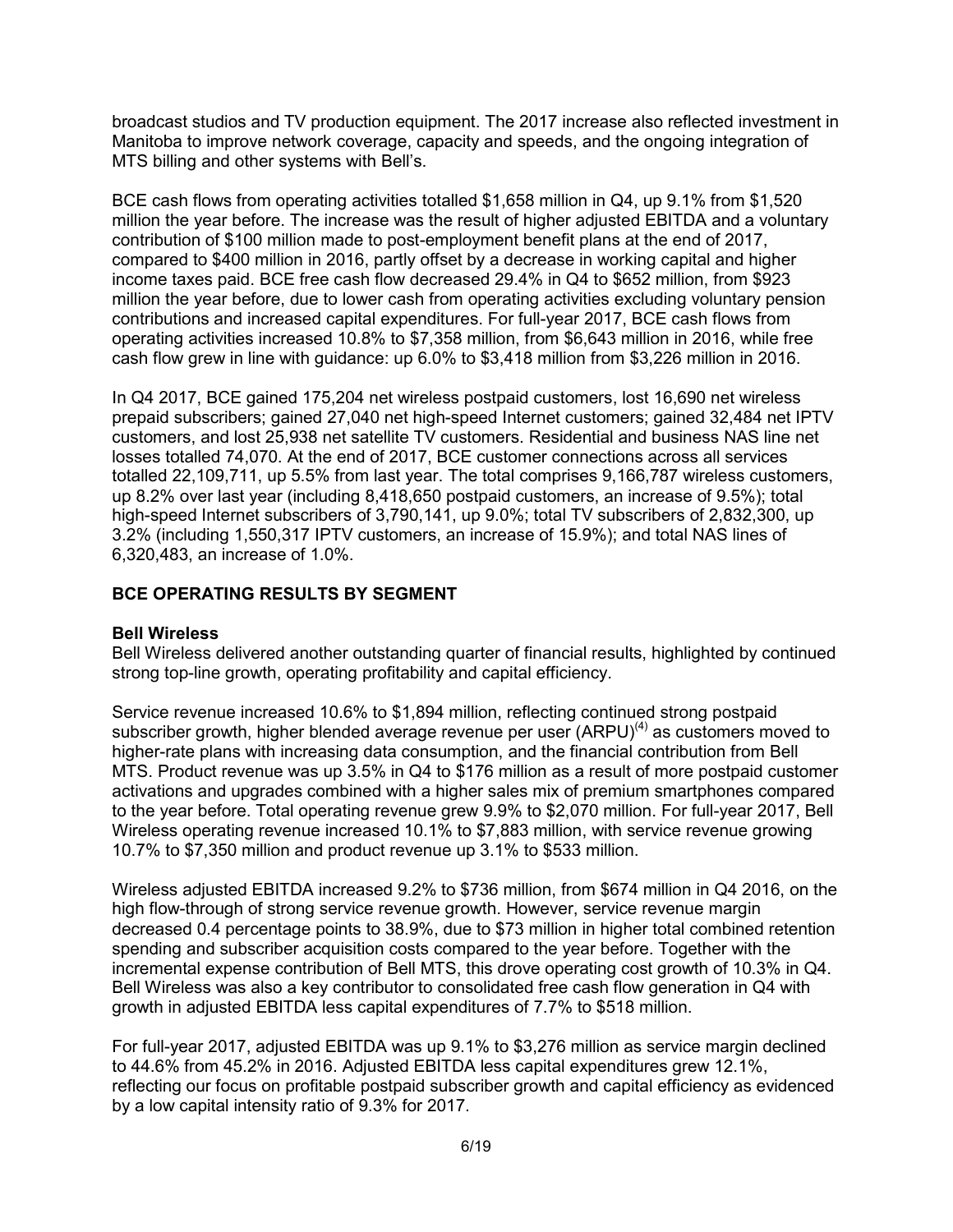broadcast studios and TV production equipment. The 2017 increase also reflected investment in Manitoba to improve network coverage, capacity and speeds, and the ongoing integration of MTS billing and other systems with Bell's.

BCE cash flows from operating activities totalled $1,658 million in Q4, up 9.1% from $1,520 million the year before. The increase was the result of higher adjusted EBITDA and a voluntary contribution of $100 million made to post-employment benefit plans at the end of 2017, compared to $400 million in 2016, partly offset by a decrease in working capital and higher income taxes paid. BCE free cash flow decreased 29.4% in Q4 to $652 million, from $923 million the year before, due to lower cash from operating activities excluding voluntary pension contributions and increased capital expenditures. For full-year 2017, BCE cash flows from operating activities increased 10.8% to $7,358 million, from $6,643 million in 2016, while free cash flow grew in line with guidance: up 6.0% to $3,418 million from $3,226 million in 2016.

In Q4 2017, BCE gained 175,204 net wireless postpaid customers, lost 16,690 net wireless prepaid subscribers; gained 27,040 net high-speed Internet customers; gained 32,484 net IPTV customers, and lost 25,938 net satellite TV customers. Residential and business NAS line net losses totalled 74,070. At the end of 2017, BCE customer connections across all services totalled 22,109,711, up 5.5% from last year. The total comprises 9,166,787 wireless customers, up 8.2% over last year (including 8,418,650 postpaid customers, an increase of 9.5%); total high-speed Internet subscribers of 3,790,141, up 9.0%; total TV subscribers of 2,832,300, up 3.2% (including 1,550,317 IPTV customers, an increase of 15.9%); and total NAS lines of 6,320,483, an increase of 1.0%.

## BCE OPERATING RESULTS BY SEGMENT

### Bell Wireless

Bell Wireless delivered another outstanding quarter of financial results, highlighted by continued strong top-line growth, operating profitability and capital efficiency.

Service revenue increased 10.6% to $1,894 million, reflecting continued strong postpaid subscriber growth, higher blended average revenue per user (ARPU)[4] as customers moved to higher-rate plans with increasing data consumption, and the financial contribution from Bell MTS. Product revenue was up 3.5% in Q4 to $176 million as a result of more postpaid customer activations and upgrades combined with a higher sales mix of premium smartphones compared to the year before. Total operating revenue grew 9.9% to $2,070 million. For full-year 2017, Bell Wireless operating revenue increased 10.1% to $7,883 million, with service revenue growing 10.7% to $7,350 million and product revenue up 3.1% to $533 million.

Wireless adjusted EBITDA increased 9.2% to $736 million, from $674 million in Q4 2016, on the high flow-through of strong service revenue growth. However, service revenue margin decreased 0.4 percentage points to 38.9%, due to $73 million in higher total combined retention spending and subscriber acquisition costs compared to the year before. Together with the incremental expense contribution of Bell MTS, this drove operating cost growth of 10.3% in Q4. Bell Wireless was also a key contributor to consolidated free cash flow generation in Q4 with growth in adjusted EBITDA less capital expenditures of 7.7% to $518 million.

For full-year 2017, adjusted EBITDA was up 9.1% to $3,276 million as service margin declined to 44.6% from 45.2% in 2016. Adjusted EBITDA less capital expenditures grew 12.1%, reflecting our focus on profitable postpaid subscriber growth and capital efficiency as evidenced by a low capital intensity ratio of 9.3% for 2017.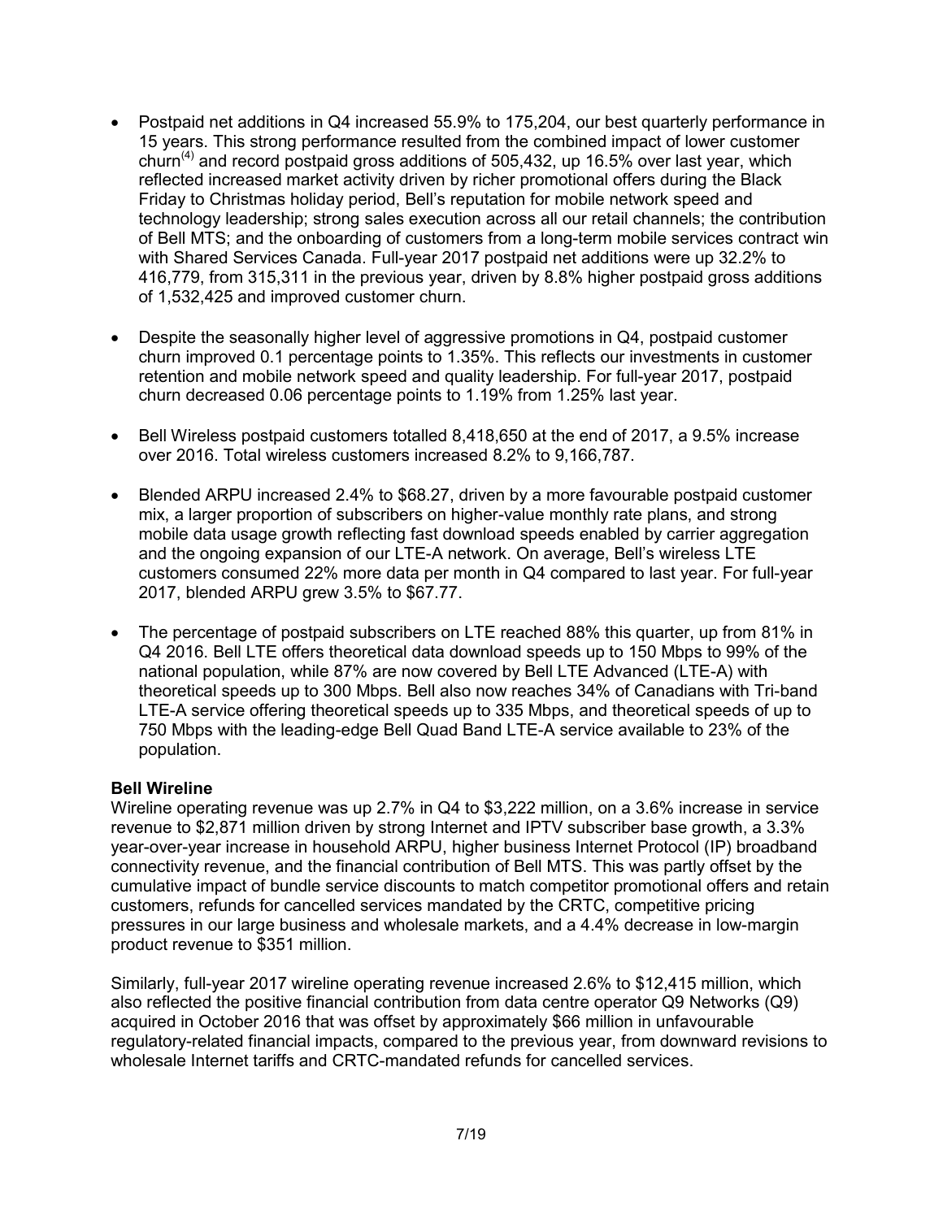- Postpaid net additions in Q4 increased 55.9% to 175,204, our best quarterly performance in 15 years. This strong performance resulted from the combined impact of lower customer churn[(4)] and record postpaid gross additions of 505,432, up 16.5% over last year, which reflected increased market activity driven by richer promotional offers during the Black Friday to Christmas holiday period, Bell's reputation for mobile network speed and technology leadership; strong sales execution across all our retail channels; the contribution of Bell MTS; and the onboarding of customers from a long-term mobile services contract win with Shared Services Canada. Full-year 2017 postpaid net additions were up 32.2% to 416,779, from 315,311 in the previous year, driven by 8.8% higher postpaid gross additions of 1,532,425 and improved customer churn.

- Despite the seasonally higher level of aggressive promotions in Q4, postpaid customer churn improved 0.1 percentage points to 1.35%. This reflects our investments in customer retention and mobile network speed and quality leadership. For full-year 2017, postpaid churn decreased 0.06 percentage points to 1.19% from 1.25% last year.

- Bell Wireless postpaid customers totalled 8,418,650 at the end of 2017, a 9.5% increase over 2016. Total wireless customers increased 8.2% to 9,166,787.

- Blended ARPU increased 2.4% to $68.27, driven by a more favourable postpaid customer mix, a larger proportion of subscribers on higher-value monthly rate plans, and strong mobile data usage growth reflecting fast download speeds enabled by carrier aggregation and the ongoing expansion of our LTE-A network. On average, Bell's wireless LTE customers consumed 22% more data per month in Q4 compared to last year. For full-year 2017, blended ARPU grew 3.5% to $67.77.

- The percentage of postpaid subscribers on LTE reached 88% this quarter, up from 81% in Q4 2016. Bell LTE offers theoretical data download speeds up to 150 Mbps to 99% of the national population, while 87% are now covered by Bell LTE Advanced (LTE-A) with theoretical speeds up to 300 Mbps. Bell also now reaches 34% of Canadians with Tri-band LTE-A service offering theoretical speeds up to 335 Mbps, and theoretical speeds of up to 750 Mbps with the leading-edge Bell Quad Band LTE-A service available to 23% of the population.

**Bell Wireline**

Wireline operating revenue was up 2.7% in Q4 to $3,222 million, on a 3.6% increase in service revenue to $2,871 million driven by strong Internet and IPTV subscriber base growth, a 3.3% year-over-year increase in household ARPU, higher business Internet Protocol (IP) broadband connectivity revenue, and the financial contribution of Bell MTS. This was partly offset by the cumulative impact of bundle service discounts to match competitor promotional offers and retain customers, refunds for cancelled services mandated by the CRTC, competitive pricing pressures in our large business and wholesale markets, and a 4.4% decrease in low-margin product revenue to $351 million.

Similarly, full-year 2017 wireline operating revenue increased 2.6% to $12,415 million, which also reflected the positive financial contribution from data centre operator Q9 Networks (Q9) acquired in October 2016 that was offset by approximately $66 million in unfavourable regulatory-related financial impacts, compared to the previous year, from downward revisions to wholesale Internet tariffs and CRTC-mandated refunds for cancelled services.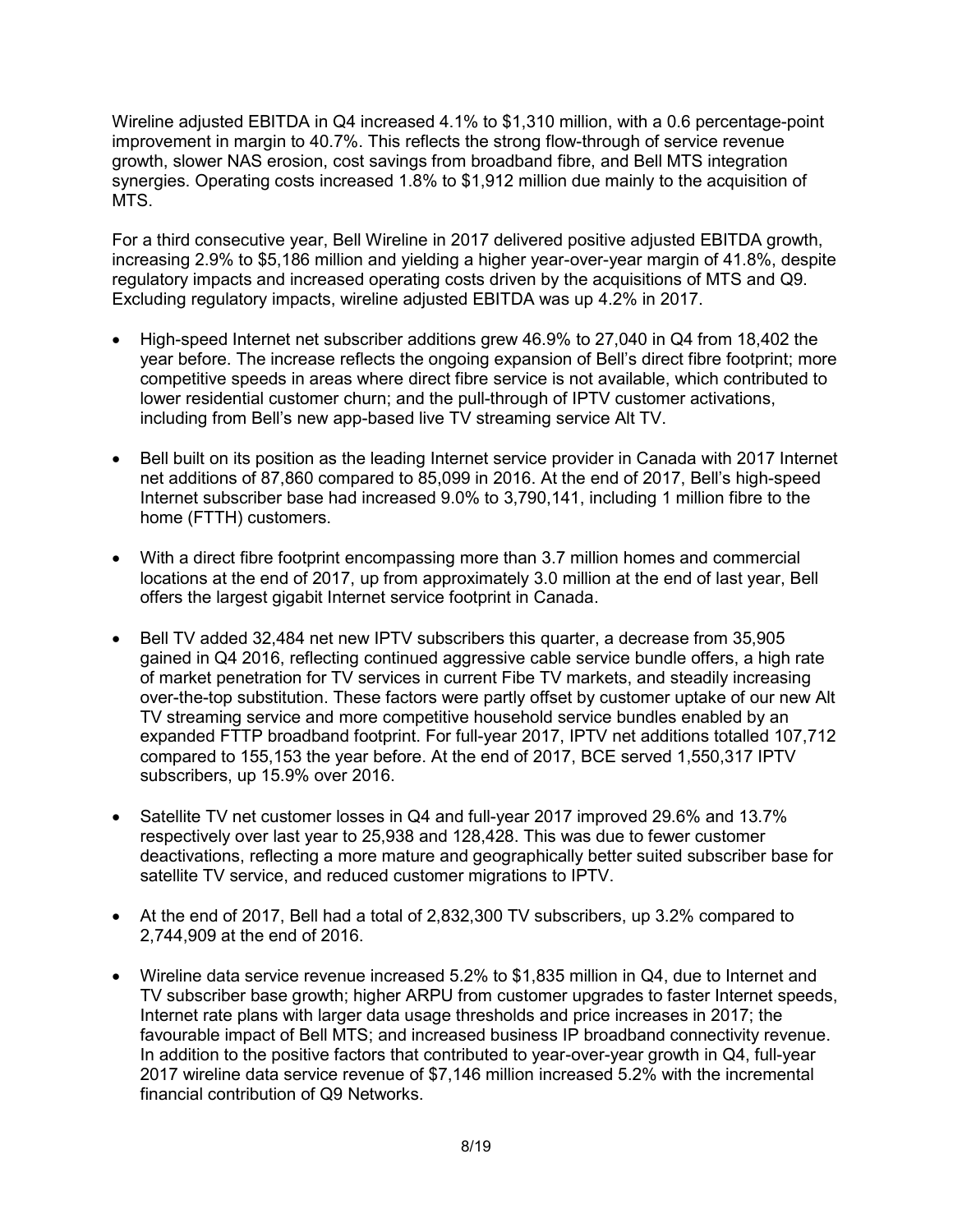Wireline adjusted EBITDA in Q4 increased 4.1% to $1,310 million, with a 0.6 percentage-point improvement in margin to 40.7%. This reflects the strong flow-through of service revenue growth, slower NAS erosion, cost savings from broadband fibre, and Bell MTS integration synergies. Operating costs increased 1.8% to $1,912 million due mainly to the acquisition of MTS.

For a third consecutive year, Bell Wireline in 2017 delivered positive adjusted EBITDA growth, increasing 2.9% to $5,186 million and yielding a higher year-over-year margin of 41.8%, despite regulatory impacts and increased operating costs driven by the acquisitions of MTS and Q9. Excluding regulatory impacts, wireline adjusted EBITDA was up 4.2% in 2017.

- High-speed Internet net subscriber additions grew 46.9% to 27,040 in Q4 from 18,402 the year before. The increase reflects the ongoing expansion of Bell's direct fibre footprint; more competitive speeds in areas where direct fibre service is not available, which contributed to lower residential customer churn; and the pull-through of IPTV customer activations, including from Bell's new app-based live TV streaming service Alt TV.
- Bell built on its position as the leading Internet service provider in Canada with 2017 Internet net additions of 87,860 compared to 85,099 in 2016. At the end of 2017, Bell's high-speed Internet subscriber base had increased 9.0% to 3,790,141, including 1 million fibre to the home (FTTH) customers.
- With a direct fibre footprint encompassing more than 3.7 million homes and commercial locations at the end of 2017, up from approximately 3.0 million at the end of last year, Bell offers the largest gigabit Internet service footprint in Canada.
- Bell TV added 32,484 net new IPTV subscribers this quarter, a decrease from 35,905 gained in Q4 2016, reflecting continued aggressive cable service bundle offers, a high rate of market penetration for TV services in current Fibe TV markets, and steadily increasing over-the-top substitution. These factors were partly offset by customer uptake of our new Alt TV streaming service and more competitive household service bundles enabled by an expanded FTTP broadband footprint. For full-year 2017, IPTV net additions totalled 107,712 compared to 155,153 the year before. At the end of 2017, BCE served 1,550,317 IPTV subscribers, up 15.9% over 2016.
- Satellite TV net customer losses in Q4 and full-year 2017 improved 29.6% and 13.7% respectively over last year to 25,938 and 128,428. This was due to fewer customer deactivations, reflecting a more mature and geographically better suited subscriber base for satellite TV service, and reduced customer migrations to IPTV.
- At the end of 2017, Bell had a total of 2,832,300 TV subscribers, up 3.2% compared to 2,744,909 at the end of 2016.
- Wireline data service revenue increased 5.2% to $1,835 million in Q4, due to Internet and TV subscriber base growth; higher ARPU from customer upgrades to faster Internet speeds, Internet rate plans with larger data usage thresholds and price increases in 2017; the favourable impact of Bell MTS; and increased business IP broadband connectivity revenue. In addition to the positive factors that contributed to year-over-year growth in Q4, full-year 2017 wireline data service revenue of $7,146 million increased 5.2% with the incremental financial contribution of Q9 Networks.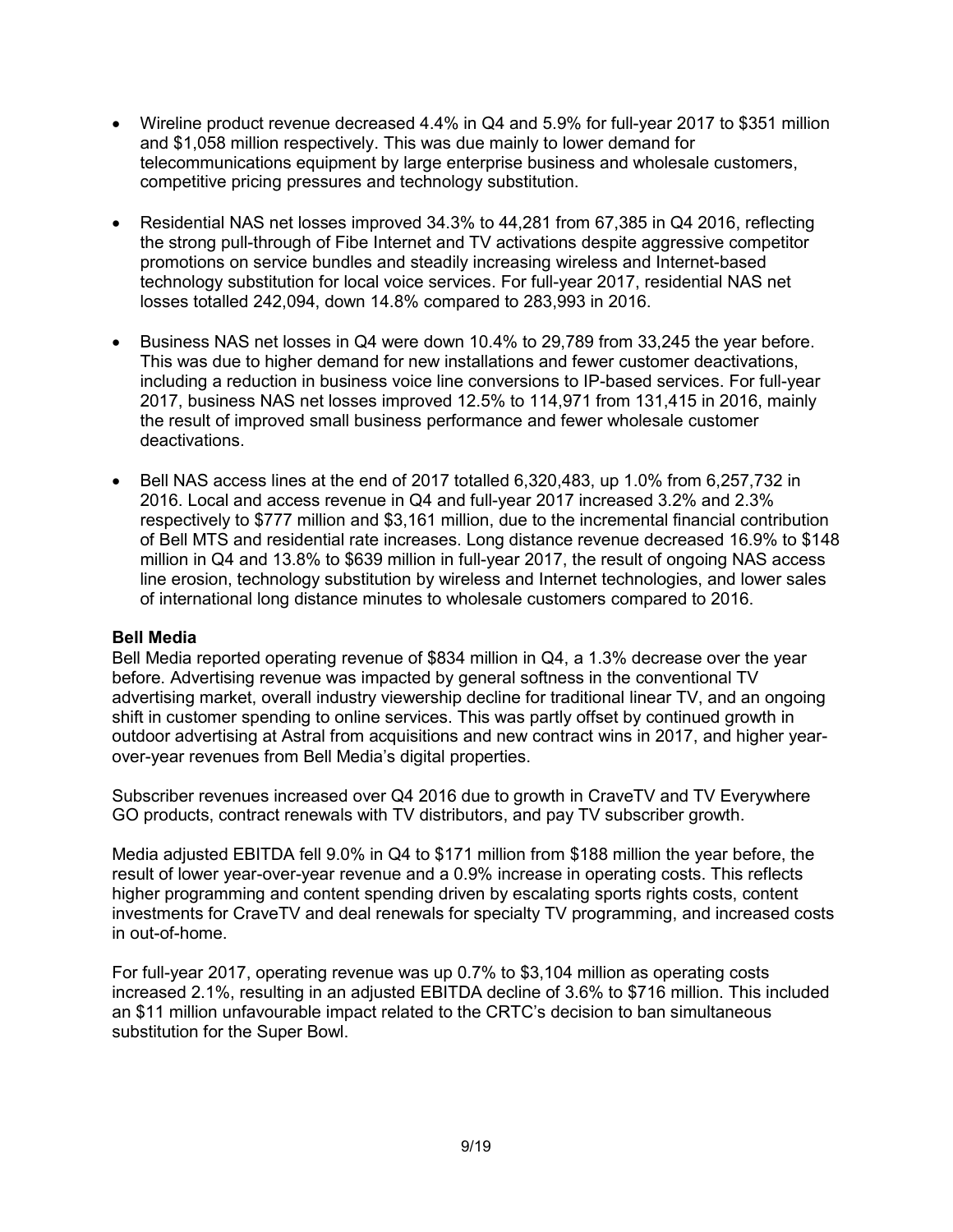- Wireline product revenue decreased 4.4% in Q4 and 5.9% for full-year 2017 to $351 million and $1,058 million respectively. This was due mainly to lower demand for telecommunications equipment by large enterprise business and wholesale customers, competitive pricing pressures and technology substitution.

- Residential NAS net losses improved 34.3% to 44,281 from 67,385 in Q4 2016, reflecting the strong pull-through of Fibe Internet and TV activations despite aggressive competitor promotions on service bundles and steadily increasing wireless and Internet-based technology substitution for local voice services. For full-year 2017, residential NAS net losses totalled 242,094, down 14.8% compared to 283,993 in 2016.

- Business NAS net losses in Q4 were down 10.4% to 29,789 from 33,245 the year before. This was due to higher demand for new installations and fewer customer deactivations, including a reduction in business voice line conversions to IP-based services. For full-year 2017, business NAS net losses improved 12.5% to 114,971 from 131,415 in 2016, mainly the result of improved small business performance and fewer wholesale customer deactivations.

- Bell NAS access lines at the end of 2017 totalled 6,320,483, up 1.0% from 6,257,732 in 2016. Local and access revenue in Q4 and full-year 2017 increased 3.2% and 2.3% respectively to $777 million and $3,161 million, due to the incremental financial contribution of Bell MTS and residential rate increases. Long distance revenue decreased 16.9% to $148 million in Q4 and 13.8% to $639 million in full-year 2017, the result of ongoing NAS access line erosion, technology substitution by wireless and Internet technologies, and lower sales of international long distance minutes to wholesale customers compared to 2016.

**Bell Media**

Bell Media reported operating revenue of $834 million in Q4, a 1.3% decrease over the year before. Advertising revenue was impacted by general softness in the conventional TV advertising market, overall industry viewership decline for traditional linear TV, and an ongoing shift in customer spending to online services. This was partly offset by continued growth in outdoor advertising at Astral from acquisitions and new contract wins in 2017, and higher year-over-year revenues from Bell Media's digital properties.

Subscriber revenues increased over Q4 2016 due to growth in CraveTV and TV Everywhere GO products, contract renewals with TV distributors, and pay TV subscriber growth.

Media adjusted EBITDA fell 9.0% in Q4 to $171 million from $188 million the year before, the result of lower year-over-year revenue and a 0.9% increase in operating costs. This reflects higher programming and content spending driven by escalating sports rights costs, content investments for CraveTV and deal renewals for specialty TV programming, and increased costs in out-of-home.

For full-year 2017, operating revenue was up 0.7% to $3,104 million as operating costs increased 2.1%, resulting in an adjusted EBITDA decline of 3.6% to $716 million. This included an $11 million unfavourable impact related to the CRTC's decision to ban simultaneous substitution for the Super Bowl.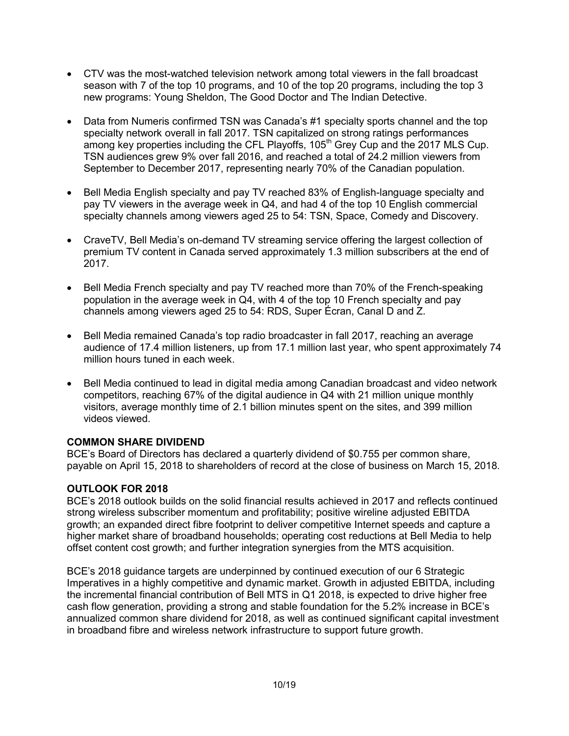- CTV was the most-watched television network among total viewers in the fall broadcast season with 7 of the top 10 programs, and 10 of the top 20 programs, including the top 3 new programs: Young Sheldon, The Good Doctor and The Indian Detective.

- Data from Numeris confirmed TSN was Canada's #1 specialty sports channel and the top specialty network overall in fall 2017. TSN capitalized on strong ratings performances among key properties including the CFL Playoffs, 105th Grey Cup and the 2017 MLS Cup. TSN audiences grew 9% over fall 2016, and reached a total of 24.2 million viewers from September to December 2017, representing nearly 70% of the Canadian population.

- Bell Media English specialty and pay TV reached 83% of English-language specialty and pay TV viewers in the average week in Q4, and had 4 of the top 10 English commercial specialty channels among viewers aged 25 to 54: TSN, Space, Comedy and Discovery.

- CraveTV, Bell Media's on-demand TV streaming service offering the largest collection of premium TV content in Canada served approximately 1.3 million subscribers at the end of 2017.

- Bell Media French specialty and pay TV reached more than 70% of the French-speaking population in the average week in Q4, with 4 of the top 10 French specialty and pay channels among viewers aged 25 to 54: RDS, Super Écran, Canal D and Z.

- Bell Media remained Canada's top radio broadcaster in fall 2017, reaching an average audience of 17.4 million listeners, up from 17.1 million last year, who spent approximately 74 million hours tuned in each week.

- Bell Media continued to lead in digital media among Canadian broadcast and video network competitors, reaching 67% of the digital audience in Q4 with 21 million unique monthly visitors, average monthly time of 2.1 billion minutes spent on the sites, and 399 million videos viewed.

**COMMON SHARE DIVIDEND**

BCE's Board of Directors has declared a quarterly dividend of $0.755 per common share, payable on April 15, 2018 to shareholders of record at the close of business on March 15, 2018.

**OUTLOOK FOR 2018**

BCE's 2018 outlook builds on the solid financial results achieved in 2017 and reflects continued strong wireless subscriber momentum and profitability; positive wireline adjusted EBITDA growth; an expanded direct fibre footprint to deliver competitive Internet speeds and capture a higher market share of broadband households; operating cost reductions at Bell Media to help offset content cost growth; and further integration synergies from the MTS acquisition.

BCE's 2018 guidance targets are underpinned by continued execution of our 6 Strategic Imperatives in a highly competitive and dynamic market. Growth in adjusted EBITDA, including the incremental financial contribution of Bell MTS in Q1 2018, is expected to drive higher free cash flow generation, providing a strong and stable foundation for the 5.2% increase in BCE's annualized common share dividend for 2018, as well as continued significant capital investment in broadband fibre and wireless network infrastructure to support future growth.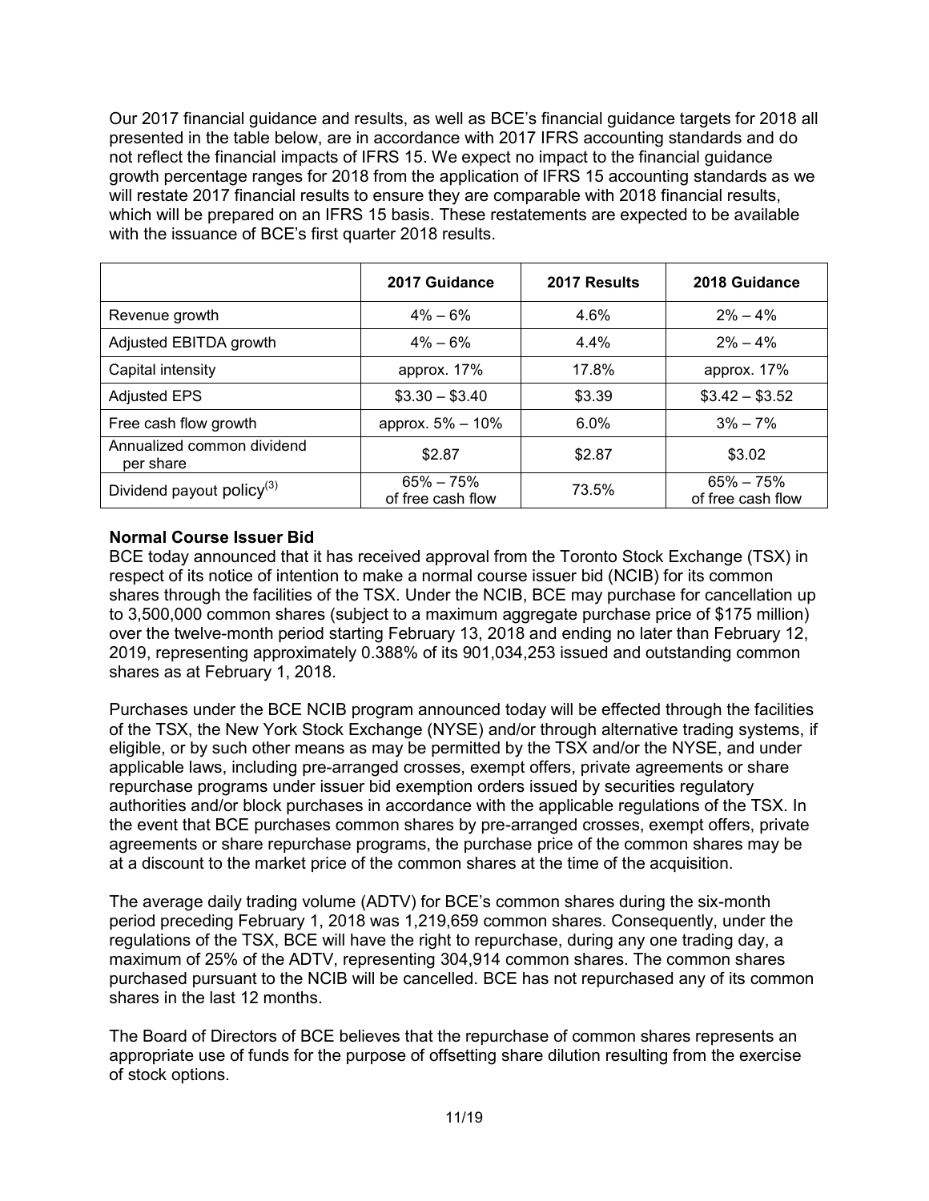Our 2017 financial guidance and results, as well as BCE's financial guidance targets for 2018 all presented in the table below, are in accordance with 2017 IFRS accounting standards and do not reflect the financial impacts of IFRS 15. We expect no impact to the financial guidance growth percentage ranges for 2018 from the application of IFRS 15 accounting standards as we will restate 2017 financial results to ensure they are comparable with 2018 financial results, which will be prepared on an IFRS 15 basis. These restatements are expected to be available with the issuance of BCE's first quarter 2018 results.

| | 2017 Guidance | 2017 Results | 2018 Guidance |
|---|---|---|---|
| Revenue growth | 4% – 6% | 4.6% | 2% – 4% |
| Adjusted EBITDA growth | 4% – 6% | 4.4% | 2% – 4% |
| Capital intensity | approx. 17% | 17.8% | approx. 17% |
| Adjusted EPS | $3.30 – $3.40 | $3.39 | $3.42 – $3.52 |
| Free cash flow growth | approx. 5% – 10% | 6.0% | 3% – 7% |
| Annualized common dividend per share | $2.87 | $2.87 | $3.02 |
| Dividend payout policy(3) | 65% – 75% of free cash flow | 73.5% | 65% – 75% of free cash flow |

**Normal Course Issuer Bid**

BCE today announced that it has received approval from the Toronto Stock Exchange (TSX) in respect of its notice of intention to make a normal course issuer bid (NCIB) for its common shares through the facilities of the TSX. Under the NCIB, BCE may purchase for cancellation up to 3,500,000 common shares (subject to a maximum aggregate purchase price of $175 million) over the twelve-month period starting February 13, 2018 and ending no later than February 12, 2019, representing approximately 0.388% of its 901,034,253 issued and outstanding common shares as at February 1, 2018.

Purchases under the BCE NCIB program announced today will be effected through the facilities of the TSX, the New York Stock Exchange (NYSE) and/or through alternative trading systems, if eligible, or by such other means as may be permitted by the TSX and/or the NYSE, and under applicable laws, including pre-arranged crosses, exempt offers, private agreements or share repurchase programs under issuer bid exemption orders issued by securities regulatory authorities and/or block purchases in accordance with the applicable regulations of the TSX. In the event that BCE purchases common shares by pre-arranged crosses, exempt offers, private agreements or share repurchase programs, the purchase price of the common shares may be at a discount to the market price of the common shares at the time of the acquisition.

The average daily trading volume (ADTV) for BCE's common shares during the six-month period preceding February 1, 2018 was 1,219,659 common shares. Consequently, under the regulations of the TSX, BCE will have the right to repurchase, during any one trading day, a maximum of 25% of the ADTV, representing 304,914 common shares. The common shares purchased pursuant to the NCIB will be cancelled. BCE has not repurchased any of its common shares in the last 12 months.

The Board of Directors of BCE believes that the repurchase of common shares represents an appropriate use of funds for the purpose of offsetting share dilution resulting from the exercise of stock options.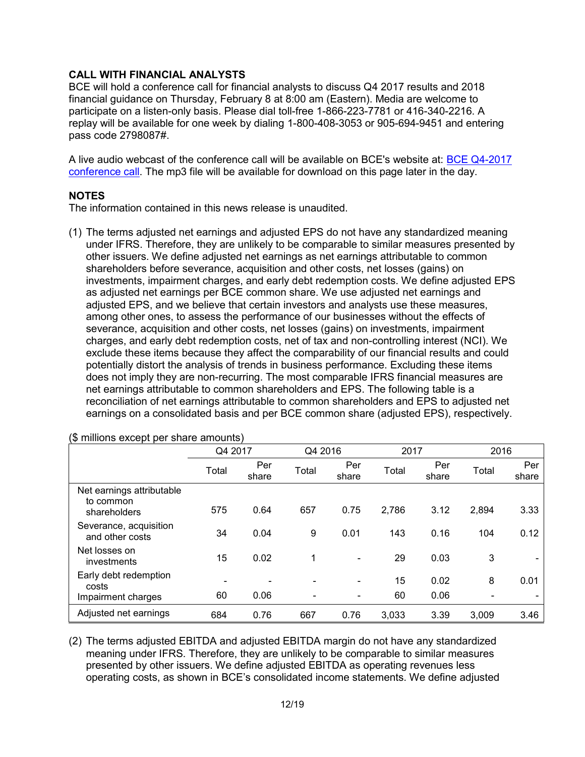## CALL WITH FINANCIAL ANALYSTS

BCE will hold a conference call for financial analysts to discuss Q4 2017 results and 2018 financial guidance on Thursday, February 8 at 8:00 am (Eastern). Media are welcome to participate on a listen-only basis. Please dial toll-free 1-866-223-7781 or 416-340-2216. A replay will be available for one week by dialing 1-800-408-3053 or 905-694-9451 and entering pass code 2798087#.

A live audio webcast of the conference call will be available on BCE's website at: [BCE Q4-2017 conference call](). The mp3 file will be available for download on this page later in the day.

## NOTES

The information contained in this news release is unaudited.

(1) The terms adjusted net earnings and adjusted EPS do not have any standardized meaning under IFRS. Therefore, they are unlikely to be comparable to similar measures presented by other issuers. We define adjusted net earnings as net earnings attributable to common shareholders before severance, acquisition and other costs, net losses (gains) on investments, impairment charges, and early debt redemption costs. We define adjusted EPS as adjusted net earnings per BCE common share. We use adjusted net earnings and adjusted EPS, and we believe that certain investors and analysts use these measures, among other ones, to assess the performance of our businesses without the effects of severance, acquisition and other costs, net losses (gains) on investments, impairment charges, and early debt redemption costs, net of tax and non-controlling interest (NCI). We exclude these items because they affect the comparability of our financial results and could potentially distort the analysis of trends in business performance. Excluding these items does not imply they are non-recurring. The most comparable IFRS financial measures are net earnings attributable to common shareholders and EPS. The following table is a reconciliation of net earnings attributable to common shareholders and EPS to adjusted net earnings on a consolidated basis and per BCE common share (adjusted EPS), respectively.

($ millions except per share amounts)

| | Q4 2017 | | Q4 2016 | | 2017 | | 2016 | |
|---|---|---|---|---|---|---|---|---|
| | Total | Per share | Total | Per share | Total | Per share | Total | Per share |
| Net earnings attributable to common shareholders | 575 | 0.64 | 657 | 0.75 | 2,786 | 3.12 | 2,894 | 3.33 |
| Severance, acquisition and other costs | 34 | 0.04 | 9 | 0.01 | 143 | 0.16 | 104 | 0.12 |
| Net losses on investments | 15 | 0.02 | 1 | - | 29 | 0.03 | 3 | - |
| Early debt redemption costs | - | - | - | - | 15 | 0.02 | 8 | 0.01 |
| Impairment charges | 60 | 0.06 | - | - | 60 | 0.06 | - | - |
| Adjusted net earnings | 684 | 0.76 | 667 | 0.76 | 3,033 | 3.39 | 3,009 | 3.46 |

(2) The terms adjusted EBITDA and adjusted EBITDA margin do not have any standardized meaning under IFRS. Therefore, they are unlikely to be comparable to similar measures presented by other issuers. We define adjusted EBITDA as operating revenues less operating costs, as shown in BCE's consolidated income statements. We define adjusted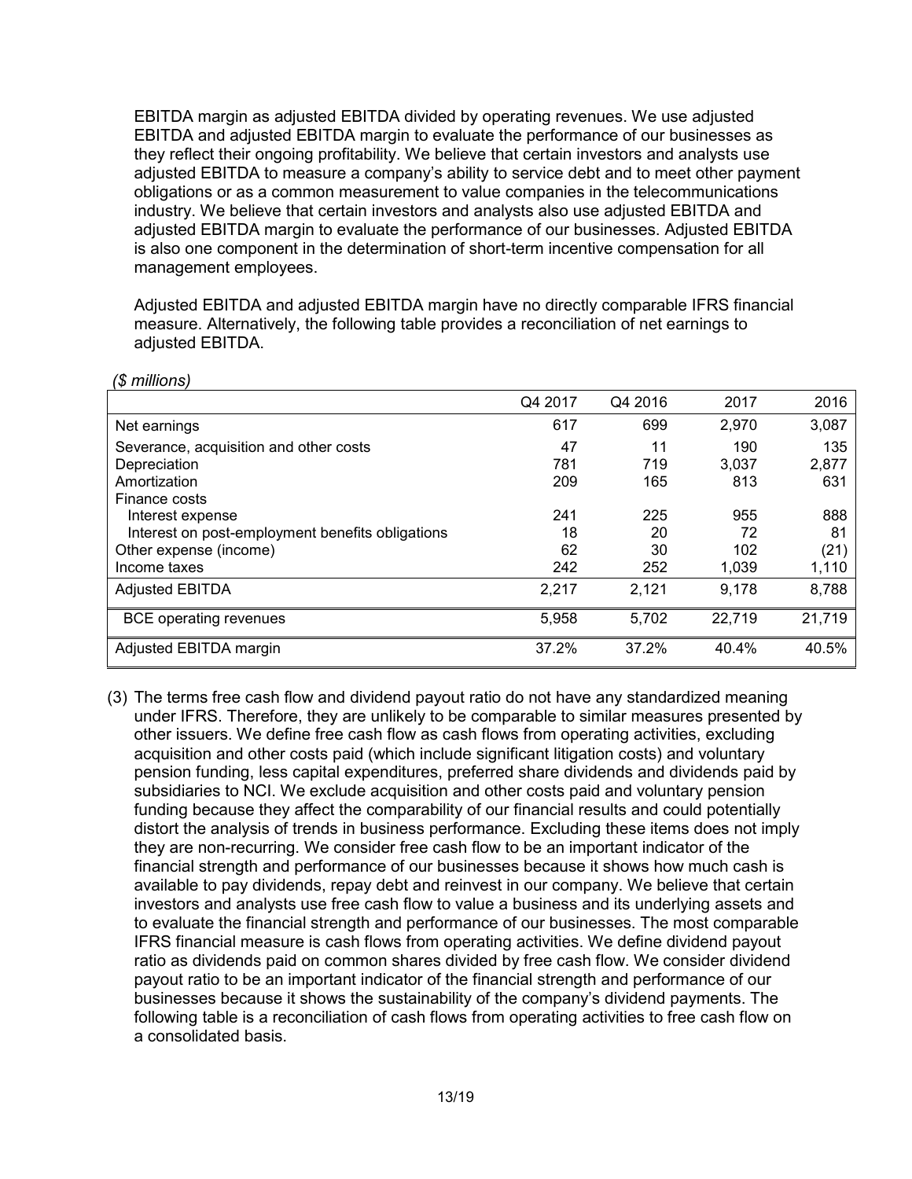EBITDA margin as adjusted EBITDA divided by operating revenues. We use adjusted EBITDA and adjusted EBITDA margin to evaluate the performance of our businesses as they reflect their ongoing profitability. We believe that certain investors and analysts use adjusted EBITDA to measure a company's ability to service debt and to meet other payment obligations or as a common measurement to value companies in the telecommunications industry. We believe that certain investors and analysts also use adjusted EBITDA and adjusted EBITDA margin to evaluate the performance of our businesses. Adjusted EBITDA is also one component in the determination of short-term incentive compensation for all management employees.

Adjusted EBITDA and adjusted EBITDA margin have no directly comparable IFRS financial measure. Alternatively, the following table provides a reconciliation of net earnings to adjusted EBITDA.

*($ millions)*

| | Q4 2017 | Q4 2016 | 2017 | 2016 |
|---|---|---|---|---|
| Net earnings | 617 | 699 | 2,970 | 3,087 |
| Severance, acquisition and other costs | 47 | 11 | 190 | 135 |
| Depreciation | 781 | 719 | 3,037 | 2,877 |
| Amortization | 209 | 165 | 813 | 631 |
| Finance costs | | | | |
| Interest expense | 241 | 225 | 955 | 888 |
| Interest on post-employment benefits obligations | 18 | 20 | 72 | 81 |
| Other expense (income) | 62 | 30 | 102 | (21) |
| Income taxes | 242 | 252 | 1,039 | 1,110 |
| Adjusted EBITDA | 2,217 | 2,121 | 9,178 | 8,788 |
| BCE operating revenues | 5,958 | 5,702 | 22,719 | 21,719 |
| Adjusted EBITDA margin | 37.2% | 37.2% | 40.4% | 40.5% |

(3) The terms free cash flow and dividend payout ratio do not have any standardized meaning under IFRS. Therefore, they are unlikely to be comparable to similar measures presented by other issuers. We define free cash flow as cash flows from operating activities, excluding acquisition and other costs paid (which include significant litigation costs) and voluntary pension funding, less capital expenditures, preferred share dividends and dividends paid by subsidiaries to NCI. We exclude acquisition and other costs paid and voluntary pension funding because they affect the comparability of our financial results and could potentially distort the analysis of trends in business performance. Excluding these items does not imply they are non-recurring. We consider free cash flow to be an important indicator of the financial strength and performance of our businesses because it shows how much cash is available to pay dividends, repay debt and reinvest in our company. We believe that certain investors and analysts use free cash flow to value a business and its underlying assets and to evaluate the financial strength and performance of our businesses. The most comparable IFRS financial measure is cash flows from operating activities. We define dividend payout ratio as dividends paid on common shares divided by free cash flow. We consider dividend payout ratio to be an important indicator of the financial strength and performance of our businesses because it shows the sustainability of the company's dividend payments. The following table is a reconciliation of cash flows from operating activities to free cash flow on a consolidated basis.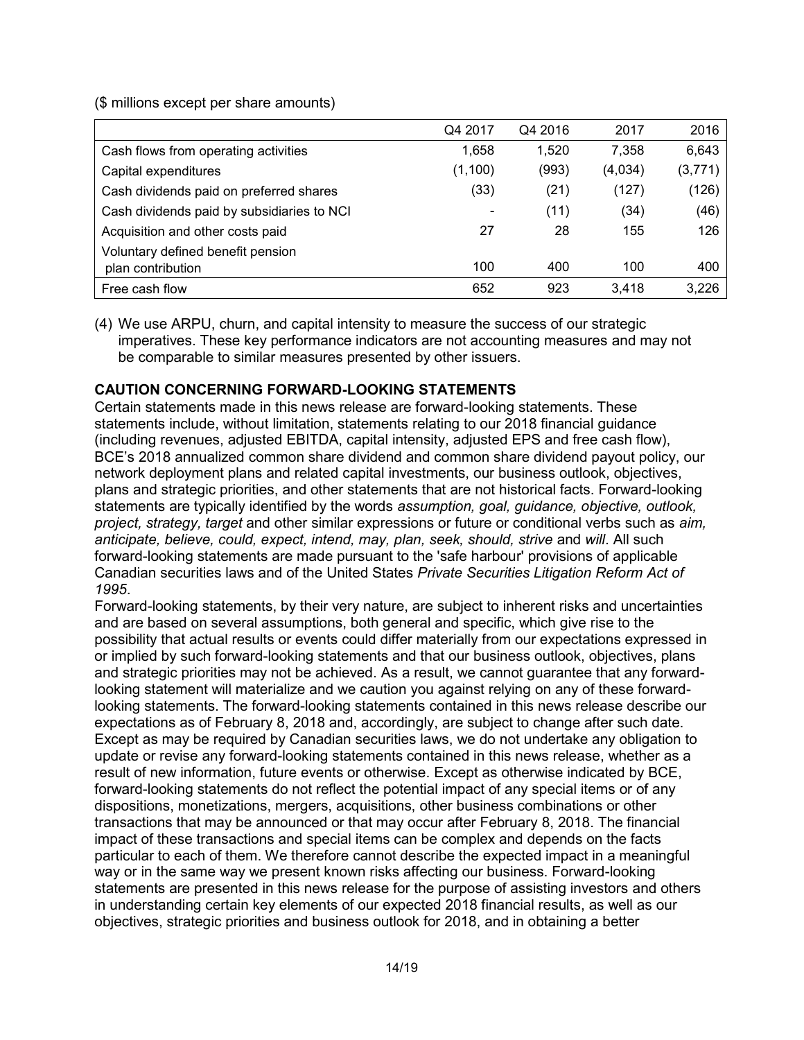($ millions except per share amounts)

| | Q4 2017 | Q4 2016 | 2017 | 2016 |
|---|---|---|---|---|
| Cash flows from operating activities | 1,658 | 1,520 | 7,358 | 6,643 |
| Capital expenditures | (1,100) | (993) | (4,034) | (3,771) |
| Cash dividends paid on preferred shares | (33) | (21) | (127) | (126) |
| Cash dividends paid by subsidiaries to NCI | - | (11) | (34) | (46) |
| Acquisition and other costs paid | 27 | 28 | 155 | 126 |
| Voluntary defined benefit pension plan contribution | 100 | 400 | 100 | 400 |
| Free cash flow | 652 | 923 | 3,418 | 3,226 |

(4) We use ARPU, churn, and capital intensity to measure the success of our strategic imperatives. These key performance indicators are not accounting measures and may not be comparable to similar measures presented by other issuers.

**CAUTION CONCERNING FORWARD-LOOKING STATEMENTS**

Certain statements made in this news release are forward-looking statements. These statements include, without limitation, statements relating to our 2018 financial guidance (including revenues, adjusted EBITDA, capital intensity, adjusted EPS and free cash flow), BCE's 2018 annualized common share dividend and common share dividend payout policy, our network deployment plans and related capital investments, our business outlook, objectives, plans and strategic priorities, and other statements that are not historical facts. Forward-looking statements are typically identified by the words *assumption, goal, guidance, objective, outlook, project, strategy, target* and other similar expressions or future or conditional verbs such as *aim, anticipate, believe, could, expect, intend, may, plan, seek, should, strive* and *will*. All such forward-looking statements are made pursuant to the 'safe harbour' provisions of applicable Canadian securities laws and of the United States *Private Securities Litigation Reform Act of 1995*.

Forward-looking statements, by their very nature, are subject to inherent risks and uncertainties and are based on several assumptions, both general and specific, which give rise to the possibility that actual results or events could differ materially from our expectations expressed in or implied by such forward-looking statements and that our business outlook, objectives, plans and strategic priorities may not be achieved. As a result, we cannot guarantee that any forward-looking statement will materialize and we caution you against relying on any of these forward-looking statements. The forward-looking statements contained in this news release describe our expectations as of February 8, 2018 and, accordingly, are subject to change after such date. Except as may be required by Canadian securities laws, we do not undertake any obligation to update or revise any forward-looking statements contained in this news release, whether as a result of new information, future events or otherwise. Except as otherwise indicated by BCE, forward-looking statements do not reflect the potential impact of any special items or of any dispositions, monetizations, mergers, acquisitions, other business combinations or other transactions that may be announced or that may occur after February 8, 2018. The financial impact of these transactions and special items can be complex and depends on the facts particular to each of them. We therefore cannot describe the expected impact in a meaningful way or in the same way we present known risks affecting our business. Forward-looking statements are presented in this news release for the purpose of assisting investors and others in understanding certain key elements of our expected 2018 financial results, as well as our objectives, strategic priorities and business outlook for 2018, and in obtaining a better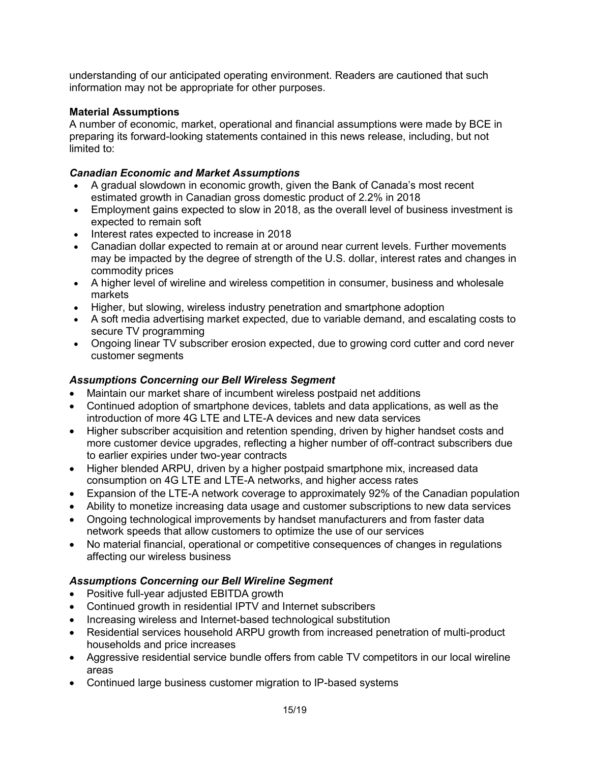understanding of our anticipated operating environment. Readers are cautioned that such information may not be appropriate for other purposes.

**Material Assumptions**

A number of economic, market, operational and financial assumptions were made by BCE in preparing its forward-looking statements contained in this news release, including, but not limited to:

***Canadian Economic and Market Assumptions***

- A gradual slowdown in economic growth, given the Bank of Canada's most recent estimated growth in Canadian gross domestic product of 2.2% in 2018
- Employment gains expected to slow in 2018, as the overall level of business investment is expected to remain soft
- Interest rates expected to increase in 2018
- Canadian dollar expected to remain at or around near current levels. Further movements may be impacted by the degree of strength of the U.S. dollar, interest rates and changes in commodity prices
- A higher level of wireline and wireless competition in consumer, business and wholesale markets
- Higher, but slowing, wireless industry penetration and smartphone adoption
- A soft media advertising market expected, due to variable demand, and escalating costs to secure TV programming
- Ongoing linear TV subscriber erosion expected, due to growing cord cutter and cord never customer segments

***Assumptions Concerning our Bell Wireless Segment***

- Maintain our market share of incumbent wireless postpaid net additions
- Continued adoption of smartphone devices, tablets and data applications, as well as the introduction of more 4G LTE and LTE-A devices and new data services
- Higher subscriber acquisition and retention spending, driven by higher handset costs and more customer device upgrades, reflecting a higher number of off-contract subscribers due to earlier expiries under two-year contracts
- Higher blended ARPU, driven by a higher postpaid smartphone mix, increased data consumption on 4G LTE and LTE-A networks, and higher access rates
- Expansion of the LTE-A network coverage to approximately 92% of the Canadian population
- Ability to monetize increasing data usage and customer subscriptions to new data services
- Ongoing technological improvements by handset manufacturers and from faster data network speeds that allow customers to optimize the use of our services
- No material financial, operational or competitive consequences of changes in regulations affecting our wireless business

***Assumptions Concerning our Bell Wireline Segment***

- Positive full-year adjusted EBITDA growth
- Continued growth in residential IPTV and Internet subscribers
- Increasing wireless and Internet-based technological substitution
- Residential services household ARPU growth from increased penetration of multi-product households and price increases
- Aggressive residential service bundle offers from cable TV competitors in our local wireline areas
- Continued large business customer migration to IP-based systems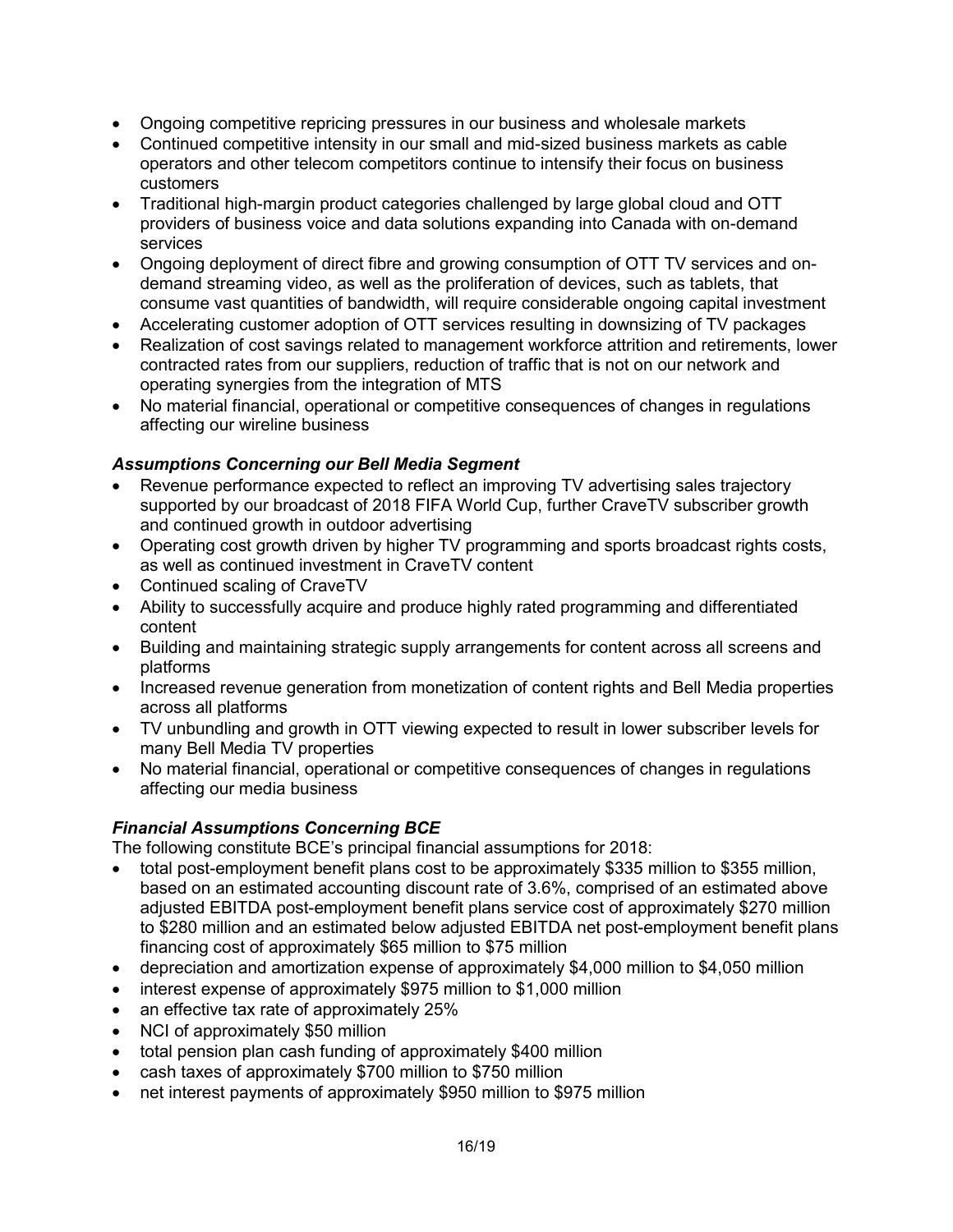- Ongoing competitive repricing pressures in our business and wholesale markets
- Continued competitive intensity in our small and mid-sized business markets as cable operators and other telecom competitors continue to intensify their focus on business customers
- Traditional high-margin product categories challenged by large global cloud and OTT providers of business voice and data solutions expanding into Canada with on-demand services
- Ongoing deployment of direct fibre and growing consumption of OTT TV services and on-demand streaming video, as well as the proliferation of devices, such as tablets, that consume vast quantities of bandwidth, will require considerable ongoing capital investment
- Accelerating customer adoption of OTT services resulting in downsizing of TV packages
- Realization of cost savings related to management workforce attrition and retirements, lower contracted rates from our suppliers, reduction of traffic that is not on our network and operating synergies from the integration of MTS
- No material financial, operational or competitive consequences of changes in regulations affecting our wireline business

### *Assumptions Concerning our Bell Media Segment*

- Revenue performance expected to reflect an improving TV advertising sales trajectory supported by our broadcast of 2018 FIFA World Cup, further CraveTV subscriber growth and continued growth in outdoor advertising
- Operating cost growth driven by higher TV programming and sports broadcast rights costs, as well as continued investment in CraveTV content
- Continued scaling of CraveTV
- Ability to successfully acquire and produce highly rated programming and differentiated content
- Building and maintaining strategic supply arrangements for content across all screens and platforms
- Increased revenue generation from monetization of content rights and Bell Media properties across all platforms
- TV unbundling and growth in OTT viewing expected to result in lower subscriber levels for many Bell Media TV properties
- No material financial, operational or competitive consequences of changes in regulations affecting our media business

### *Financial Assumptions Concerning BCE*

The following constitute BCE's principal financial assumptions for 2018:

- total post-employment benefit plans cost to be approximately \$335 million to \$355 million, based on an estimated accounting discount rate of 3.6%, comprised of an estimated above adjusted EBITDA post-employment benefit plans service cost of approximately \$270 million to \$280 million and an estimated below adjusted EBITDA net post-employment benefit plans financing cost of approximately \$65 million to \$75 million
- depreciation and amortization expense of approximately \$4,000 million to \$4,050 million
- interest expense of approximately \$975 million to \$1,000 million
- an effective tax rate of approximately 25%
- NCI of approximately \$50 million
- total pension plan cash funding of approximately \$400 million
- cash taxes of approximately \$700 million to \$750 million
- net interest payments of approximately \$950 million to \$975 million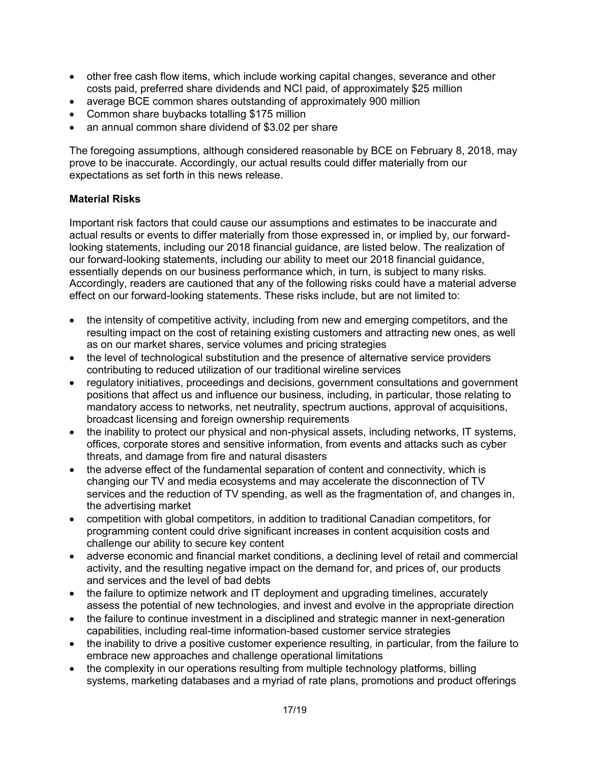- other free cash flow items, which include working capital changes, severance and other costs paid, preferred share dividends and NCI paid, of approximately $25 million
- average BCE common shares outstanding of approximately 900 million
- Common share buybacks totalling $175 million
- an annual common share dividend of $3.02 per share

The foregoing assumptions, although considered reasonable by BCE on February 8, 2018, may prove to be inaccurate. Accordingly, our actual results could differ materially from our expectations as set forth in this news release.

**Material Risks**

Important risk factors that could cause our assumptions and estimates to be inaccurate and actual results or events to differ materially from those expressed in, or implied by, our forward-looking statements, including our 2018 financial guidance, are listed below. The realization of our forward-looking statements, including our ability to meet our 2018 financial guidance, essentially depends on our business performance which, in turn, is subject to many risks. Accordingly, readers are cautioned that any of the following risks could have a material adverse effect on our forward-looking statements. These risks include, but are not limited to:

- the intensity of competitive activity, including from new and emerging competitors, and the resulting impact on the cost of retaining existing customers and attracting new ones, as well as on our market shares, service volumes and pricing strategies
- the level of technological substitution and the presence of alternative service providers contributing to reduced utilization of our traditional wireline services
- regulatory initiatives, proceedings and decisions, government consultations and government positions that affect us and influence our business, including, in particular, those relating to mandatory access to networks, net neutrality, spectrum auctions, approval of acquisitions, broadcast licensing and foreign ownership requirements
- the inability to protect our physical and non-physical assets, including networks, IT systems, offices, corporate stores and sensitive information, from events and attacks such as cyber threats, and damage from fire and natural disasters
- the adverse effect of the fundamental separation of content and connectivity, which is changing our TV and media ecosystems and may accelerate the disconnection of TV services and the reduction of TV spending, as well as the fragmentation of, and changes in, the advertising market
- competition with global competitors, in addition to traditional Canadian competitors, for programming content could drive significant increases in content acquisition costs and challenge our ability to secure key content
- adverse economic and financial market conditions, a declining level of retail and commercial activity, and the resulting negative impact on the demand for, and prices of, our products and services and the level of bad debts
- the failure to optimize network and IT deployment and upgrading timelines, accurately assess the potential of new technologies, and invest and evolve in the appropriate direction
- the failure to continue investment in a disciplined and strategic manner in next-generation capabilities, including real-time information-based customer service strategies
- the inability to drive a positive customer experience resulting, in particular, from the failure to embrace new approaches and challenge operational limitations
- the complexity in our operations resulting from multiple technology platforms, billing systems, marketing databases and a myriad of rate plans, promotions and product offerings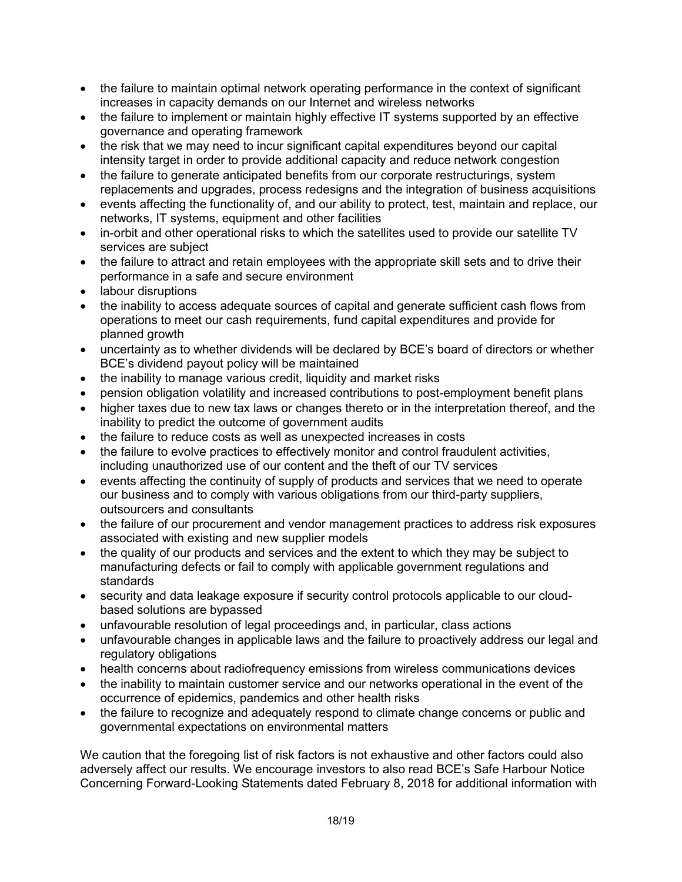- the failure to maintain optimal network operating performance in the context of significant increases in capacity demands on our Internet and wireless networks
- the failure to implement or maintain highly effective IT systems supported by an effective governance and operating framework
- the risk that we may need to incur significant capital expenditures beyond our capital intensity target in order to provide additional capacity and reduce network congestion
- the failure to generate anticipated benefits from our corporate restructurings, system replacements and upgrades, process redesigns and the integration of business acquisitions
- events affecting the functionality of, and our ability to protect, test, maintain and replace, our networks, IT systems, equipment and other facilities
- in-orbit and other operational risks to which the satellites used to provide our satellite TV services are subject
- the failure to attract and retain employees with the appropriate skill sets and to drive their performance in a safe and secure environment
- labour disruptions
- the inability to access adequate sources of capital and generate sufficient cash flows from operations to meet our cash requirements, fund capital expenditures and provide for planned growth
- uncertainty as to whether dividends will be declared by BCE's board of directors or whether BCE's dividend payout policy will be maintained
- the inability to manage various credit, liquidity and market risks
- pension obligation volatility and increased contributions to post-employment benefit plans
- higher taxes due to new tax laws or changes thereto or in the interpretation thereof, and the inability to predict the outcome of government audits
- the failure to reduce costs as well as unexpected increases in costs
- the failure to evolve practices to effectively monitor and control fraudulent activities, including unauthorized use of our content and the theft of our TV services
- events affecting the continuity of supply of products and services that we need to operate our business and to comply with various obligations from our third-party suppliers, outsourcers and consultants
- the failure of our procurement and vendor management practices to address risk exposures associated with existing and new supplier models
- the quality of our products and services and the extent to which they may be subject to manufacturing defects or fail to comply with applicable government regulations and standards
- security and data leakage exposure if security control protocols applicable to our cloud-based solutions are bypassed
- unfavourable resolution of legal proceedings and, in particular, class actions
- unfavourable changes in applicable laws and the failure to proactively address our legal and regulatory obligations
- health concerns about radiofrequency emissions from wireless communications devices
- the inability to maintain customer service and our networks operational in the event of the occurrence of epidemics, pandemics and other health risks
- the failure to recognize and adequately respond to climate change concerns or public and governmental expectations on environmental matters

We caution that the foregoing list of risk factors is not exhaustive and other factors could also adversely affect our results. We encourage investors to also read BCE's Safe Harbour Notice Concerning Forward-Looking Statements dated February 8, 2018 for additional information with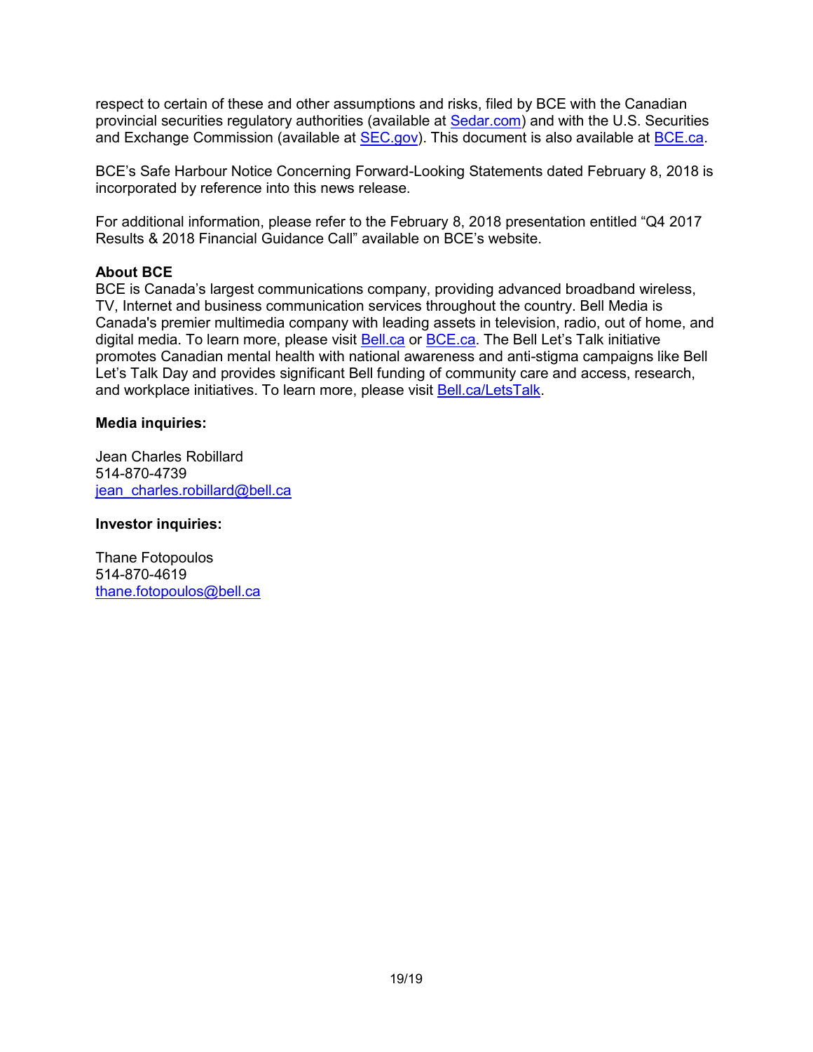respect to certain of these and other assumptions and risks, filed by BCE with the Canadian provincial securities regulatory authorities (available at Sedar.com) and with the U.S. Securities and Exchange Commission (available at SEC.gov). This document is also available at BCE.ca.

BCE's Safe Harbour Notice Concerning Forward-Looking Statements dated February 8, 2018 is incorporated by reference into this news release.

For additional information, please refer to the February 8, 2018 presentation entitled "Q4 2017 Results & 2018 Financial Guidance Call" available on BCE's website.

**About BCE**
BCE is Canada's largest communications company, providing advanced broadband wireless, TV, Internet and business communication services throughout the country. Bell Media is Canada's premier multimedia company with leading assets in television, radio, out of home, and digital media. To learn more, please visit Bell.ca or BCE.ca. The Bell Let's Talk initiative promotes Canadian mental health with national awareness and anti-stigma campaigns like Bell Let's Talk Day and provides significant Bell funding of community care and access, research, and workplace initiatives. To learn more, please visit Bell.ca/LetsTalk.

**Media inquiries:**

Jean Charles Robillard
514-870-4739
jean_charles.robillard@bell.ca

**Investor inquiries:**

Thane Fotopoulos
514-870-4619
thane.fotopoulos@bell.ca